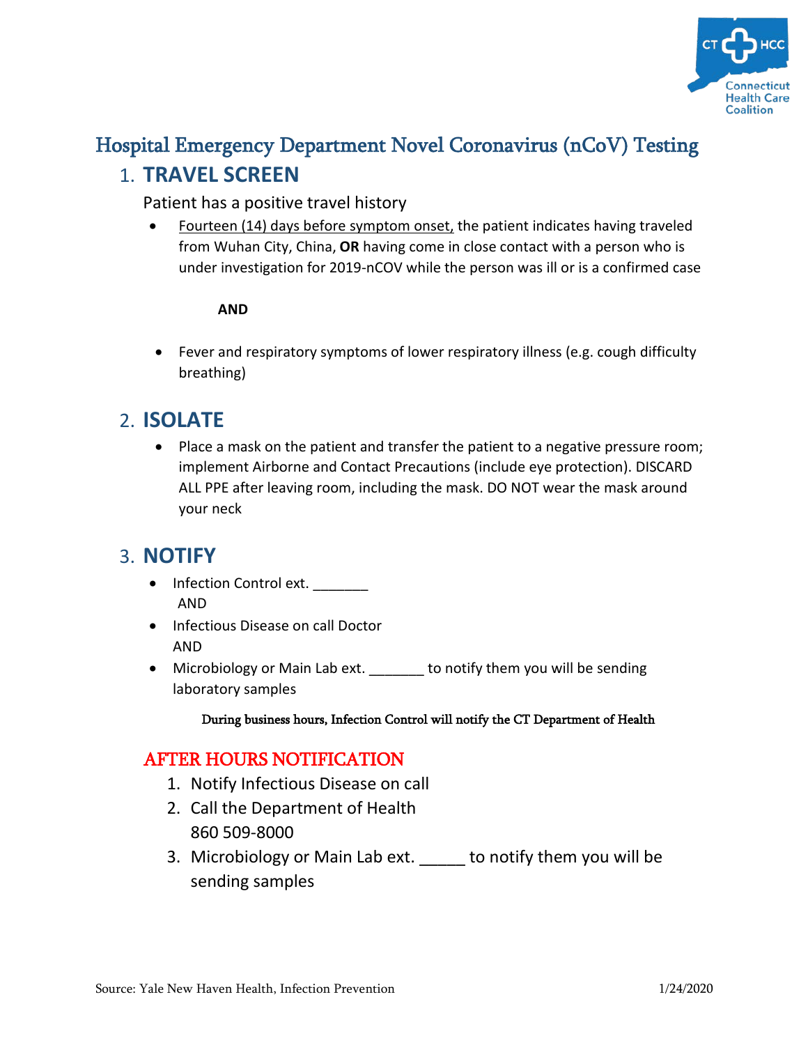# Hospital Emergency Department Novel Coronavirus (nCoV) Testing

## 1. TRAVEL SCREEN

Patient has a positive travel history

- Fourteen (14) days before symptom onset, the patient indicates having traveled from Wuhan City, China, **OR** having come in close contact with a person who is under investigation for 2019-nCOV while the person was ill or is a confirmed case

**AND**

- Fever and respiratory symptoms of lower respiratory illness (e.g. cough difficulty breathing)

## 2. ISOLATE

- Place a mask on the patient and transfer the patient to a negative pressure room; implement Airborne and Contact Precautions (include eye protection). DISCARD ALL PPE after leaving room, including the mask. DO NOT wear the mask around your neck

## 3. NOTIFY

- Infection Control ext. _______
  AND
- Infectious Disease on call Doctor
  AND
- Microbiology or Main Lab ext. _______ to notify them you will be sending laboratory samples

**During business hours, Infection Control will notify the CT Department of Health**

### AFTER HOURS NOTIFICATION

1. Notify Infectious Disease on call
2. Call the Department of Health
   860 509-8000
3. Microbiology or Main Lab ext. _____ to notify them you will be sending samples

Source: Yale New Haven Health, Infection Prevention 1/24/2020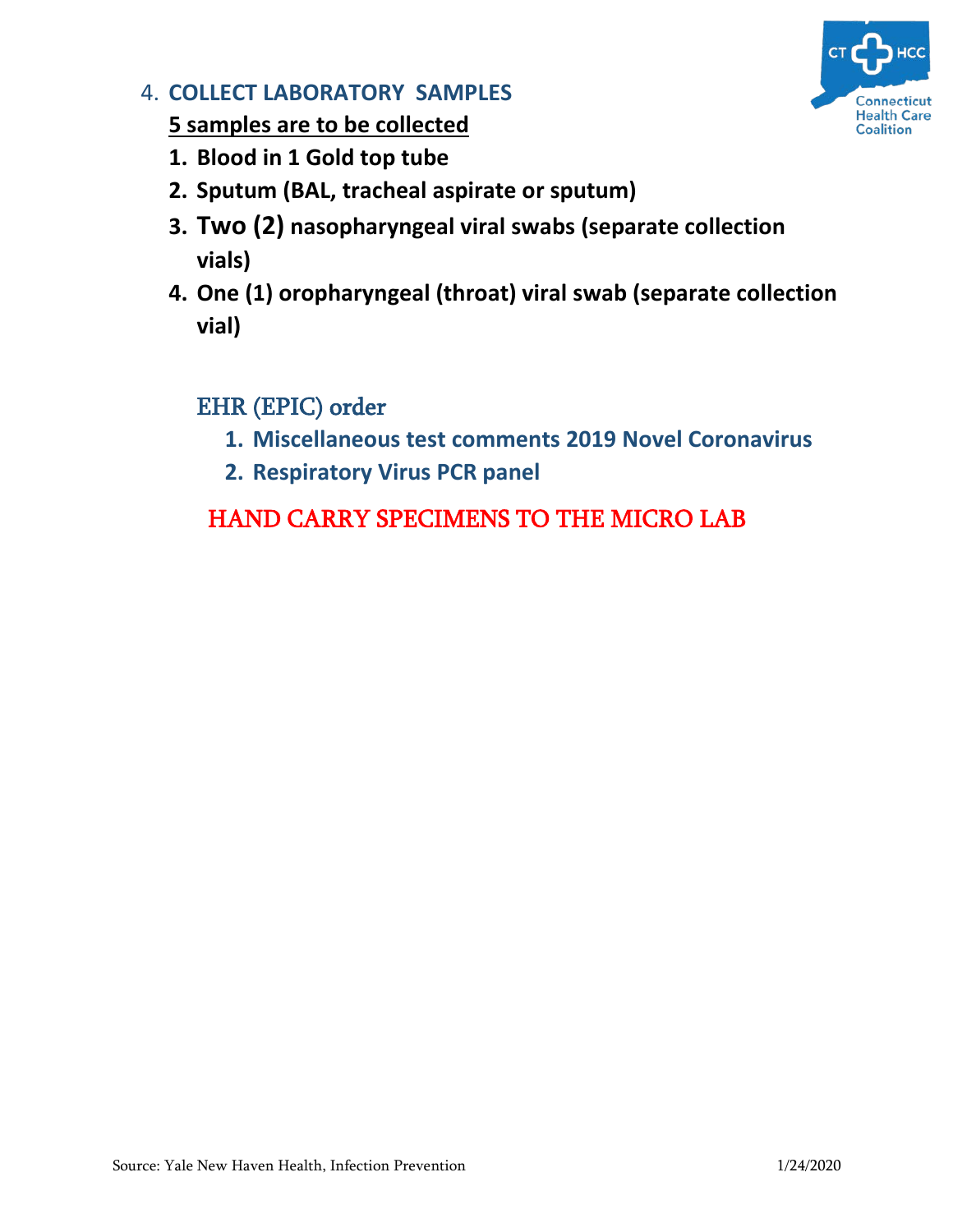## 4. COLLECT LABORATORY SAMPLES

**5 samples are to be collected**

1. **Blood in 1 Gold top tube**
2. **Sputum (BAL, tracheal aspirate or sputum)**
3. **Two (2) nasopharyngeal viral swabs (separate collection vials)**
4. **One (1) oropharyngeal (throat) viral swab (separate collection vial)**

### EHR (EPIC) order

1. **Miscellaneous test comments 2019 Novel Coronavirus**
2. **Respiratory Virus PCR panel**

HAND CARRY SPECIMENS TO THE MICRO LAB

Source: Yale New Haven Health, Infection Prevention 1/24/2020